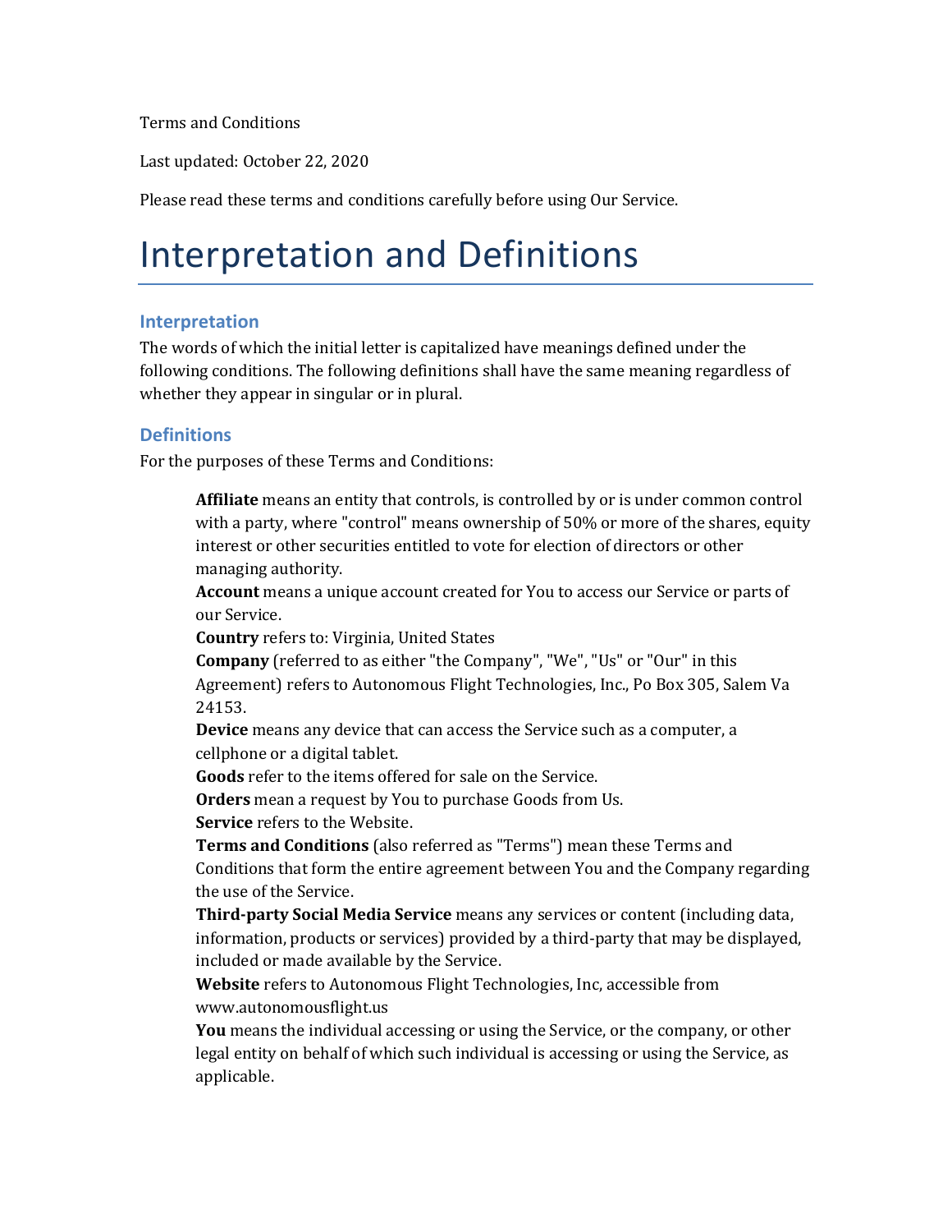Terms and Conditions

Last updated: October 22, 2020

Please read these terms and conditions carefully before using Our Service.

# Interpretation and Definitions

### Interpretation

The words of which the initial letter is capitalized have meanings defined under the following conditions. The following definitions shall have the same meaning regardless of whether they appear in singular or in plural.

### Definitions

For the purposes of these Terms and Conditions:

**Affiliate** means an entity that controls, is controlled by or is under common control with a party, where "control" means ownership of 50% or more of the shares, equity interest or other securities entitled to vote for election of directors or other managing authority.

**Account** means a unique account created for You to access our Service or parts of our Service.

**Country** refers to: Virginia, United States

**Company** (referred to as either "the Company", "We", "Us" or "Our" in this Agreement) refers to Autonomous Flight Technologies, Inc., Po Box 305, Salem Va 24153.

**Device** means any device that can access the Service such as a computer, a cellphone or a digital tablet.

**Goods** refer to the items offered for sale on the Service.

**Orders** mean a request by You to purchase Goods from Us.

**Service** refers to the Website.

**Terms and Conditions** (also referred as "Terms") mean these Terms and Conditions that form the entire agreement between You and the Company regarding the use of the Service.

**Third-party Social Media Service** means any services or content (including data, information, products or services) provided by a third-party that may be displayed, included or made available by the Service.

**Website** refers to Autonomous Flight Technologies, Inc, accessible from www.autonomousflight.us

**You** means the individual accessing or using the Service, or the company, or other legal entity on behalf of which such individual is accessing or using the Service, as applicable.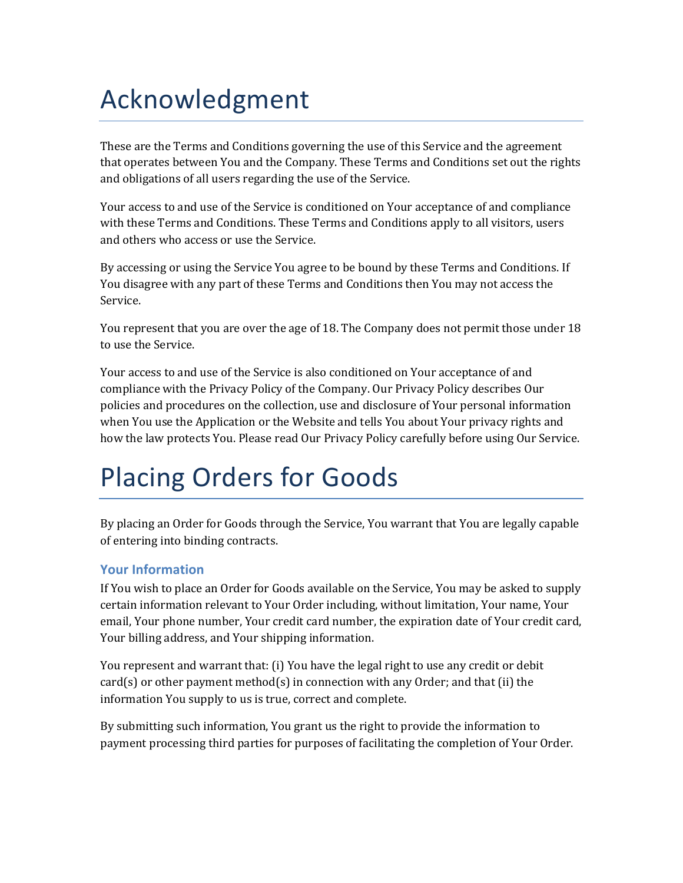# Acknowledgment

These are the Terms and Conditions governing the use of this Service and the agreement that operates between You and the Company. These Terms and Conditions set out the rights and obligations of all users regarding the use of the Service.

Your access to and use of the Service is conditioned on Your acceptance of and compliance with these Terms and Conditions. These Terms and Conditions apply to all visitors, users and others who access or use the Service.

By accessing or using the Service You agree to be bound by these Terms and Conditions. If You disagree with any part of these Terms and Conditions then You may not access the Service.

You represent that you are over the age of 18. The Company does not permit those under 18 to use the Service.

Your access to and use of the Service is also conditioned on Your acceptance of and compliance with the Privacy Policy of the Company. Our Privacy Policy describes Our policies and procedures on the collection, use and disclosure of Your personal information when You use the Application or the Website and tells You about Your privacy rights and how the law protects You. Please read Our Privacy Policy carefully before using Our Service.

# Placing Orders for Goods

By placing an Order for Goods through the Service, You warrant that You are legally capable of entering into binding contracts.

### Your Information

If You wish to place an Order for Goods available on the Service, You may be asked to supply certain information relevant to Your Order including, without limitation, Your name, Your email, Your phone number, Your credit card number, the expiration date of Your credit card, Your billing address, and Your shipping information.

You represent and warrant that: (i) You have the legal right to use any credit or debit card(s) or other payment method(s) in connection with any Order; and that (ii) the information You supply to us is true, correct and complete.

By submitting such information, You grant us the right to provide the information to payment processing third parties for purposes of facilitating the completion of Your Order.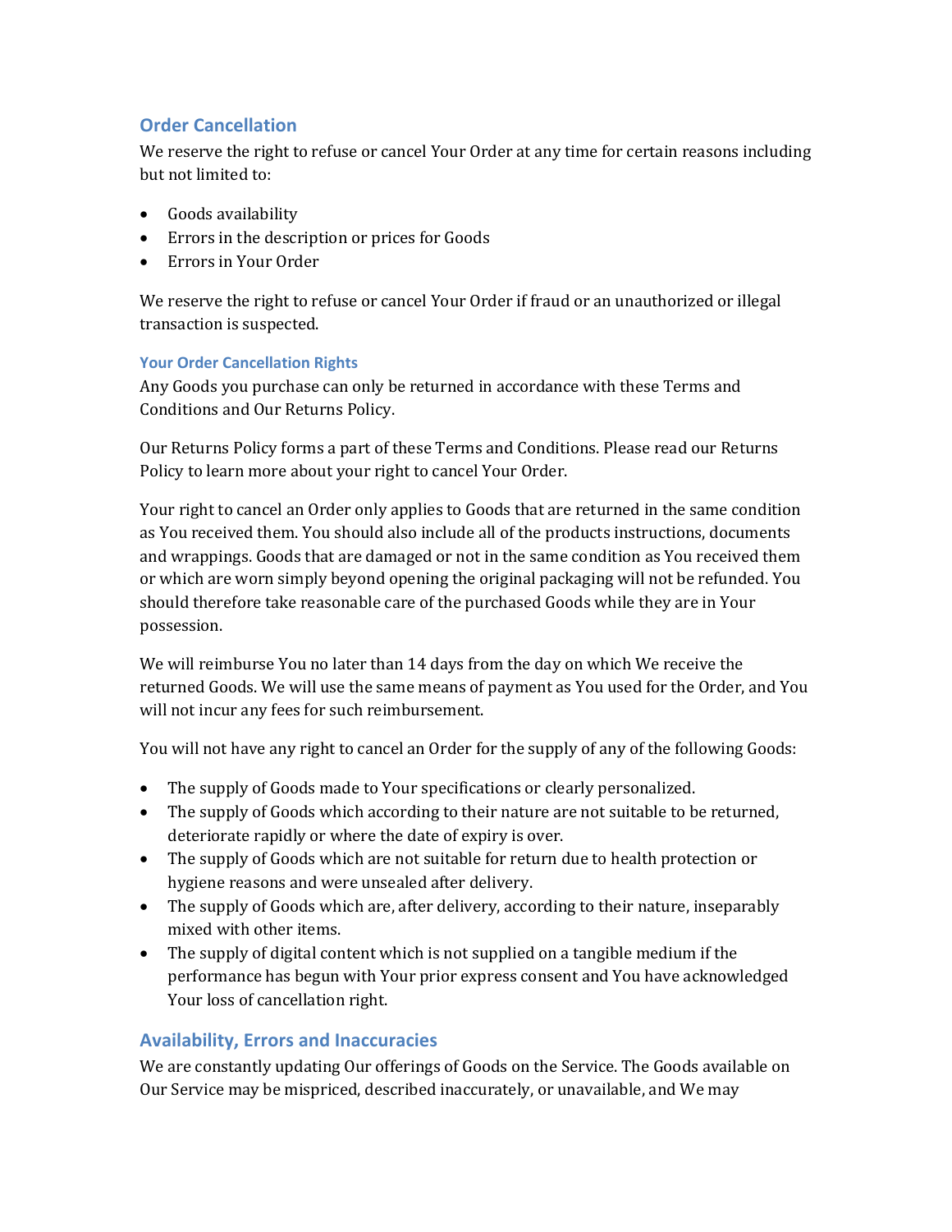## Order Cancellation

We reserve the right to refuse or cancel Your Order at any time for certain reasons including but not limited to:

- Goods availability
- Errors in the description or prices for Goods
- Errors in Your Order

We reserve the right to refuse or cancel Your Order if fraud or an unauthorized or illegal transaction is suspected.

### Your Order Cancellation Rights

Any Goods you purchase can only be returned in accordance with these Terms and Conditions and Our Returns Policy.

Our Returns Policy forms a part of these Terms and Conditions. Please read our Returns Policy to learn more about your right to cancel Your Order.

Your right to cancel an Order only applies to Goods that are returned in the same condition as You received them. You should also include all of the products instructions, documents and wrappings. Goods that are damaged or not in the same condition as You received them or which are worn simply beyond opening the original packaging will not be refunded. You should therefore take reasonable care of the purchased Goods while they are in Your possession.

We will reimburse You no later than 14 days from the day on which We receive the returned Goods. We will use the same means of payment as You used for the Order, and You will not incur any fees for such reimbursement.

You will not have any right to cancel an Order for the supply of any of the following Goods:

- The supply of Goods made to Your specifications or clearly personalized.
- The supply of Goods which according to their nature are not suitable to be returned, deteriorate rapidly or where the date of expiry is over.
- The supply of Goods which are not suitable for return due to health protection or hygiene reasons and were unsealed after delivery.
- The supply of Goods which are, after delivery, according to their nature, inseparably mixed with other items.
- The supply of digital content which is not supplied on a tangible medium if the performance has begun with Your prior express consent and You have acknowledged Your loss of cancellation right.

## Availability, Errors and Inaccuracies

We are constantly updating Our offerings of Goods on the Service. The Goods available on Our Service may be mispriced, described inaccurately, or unavailable, and We may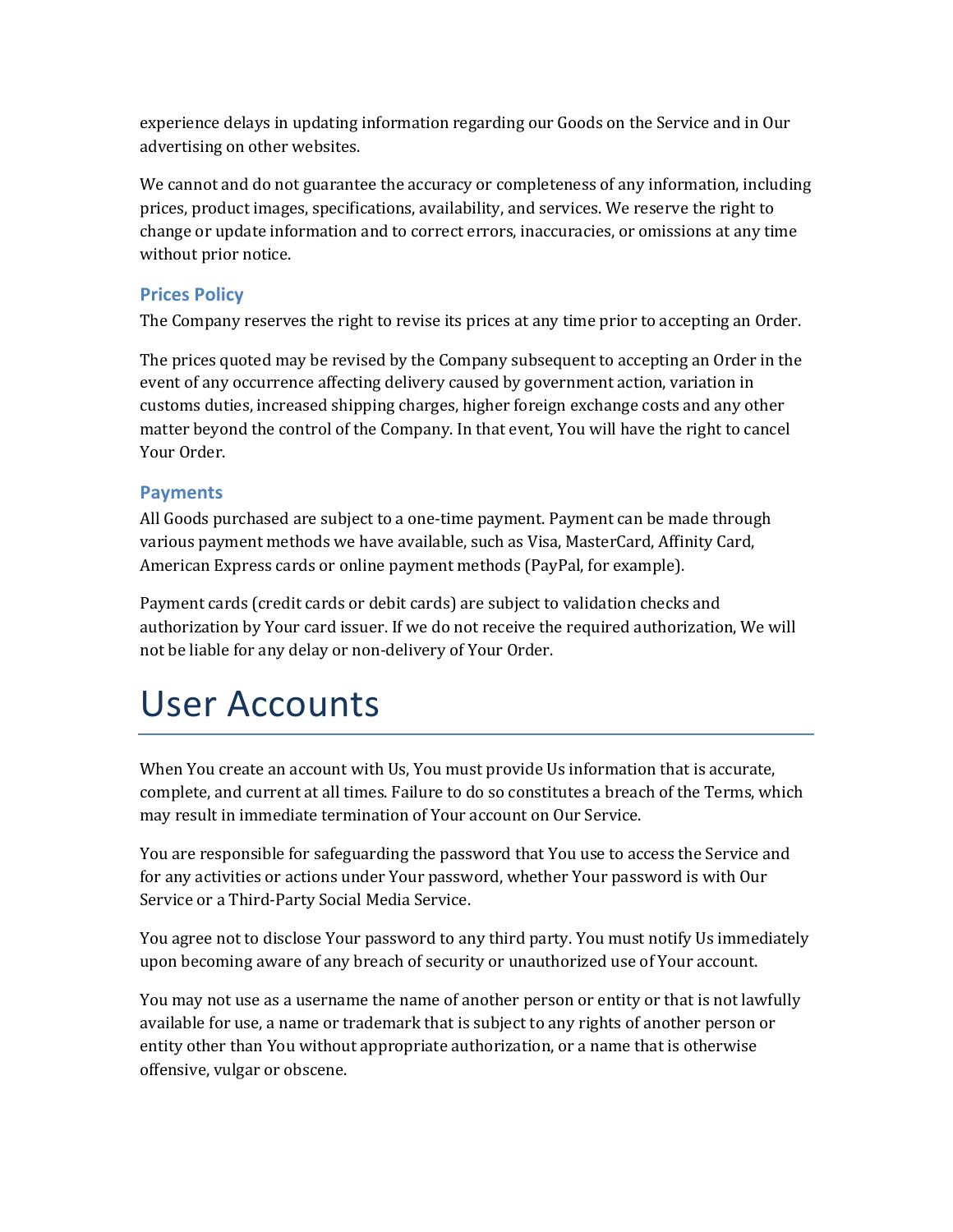experience delays in updating information regarding our Goods on the Service and in Our advertising on other websites.

We cannot and do not guarantee the accuracy or completeness of any information, including prices, product images, specifications, availability, and services. We reserve the right to change or update information and to correct errors, inaccuracies, or omissions at any time without prior notice.

### Prices Policy

The Company reserves the right to revise its prices at any time prior to accepting an Order.

The prices quoted may be revised by the Company subsequent to accepting an Order in the event of any occurrence affecting delivery caused by government action, variation in customs duties, increased shipping charges, higher foreign exchange costs and any other matter beyond the control of the Company. In that event, You will have the right to cancel Your Order.

### Payments

All Goods purchased are subject to a one-time payment. Payment can be made through various payment methods we have available, such as Visa, MasterCard, Affinity Card, American Express cards or online payment methods (PayPal, for example).

Payment cards (credit cards or debit cards) are subject to validation checks and authorization by Your card issuer. If we do not receive the required authorization, We will not be liable for any delay or non-delivery of Your Order.

# User Accounts

When You create an account with Us, You must provide Us information that is accurate, complete, and current at all times. Failure to do so constitutes a breach of the Terms, which may result in immediate termination of Your account on Our Service.

You are responsible for safeguarding the password that You use to access the Service and for any activities or actions under Your password, whether Your password is with Our Service or a Third-Party Social Media Service.

You agree not to disclose Your password to any third party. You must notify Us immediately upon becoming aware of any breach of security or unauthorized use of Your account.

You may not use as a username the name of another person or entity or that is not lawfully available for use, a name or trademark that is subject to any rights of another person or entity other than You without appropriate authorization, or a name that is otherwise offensive, vulgar or obscene.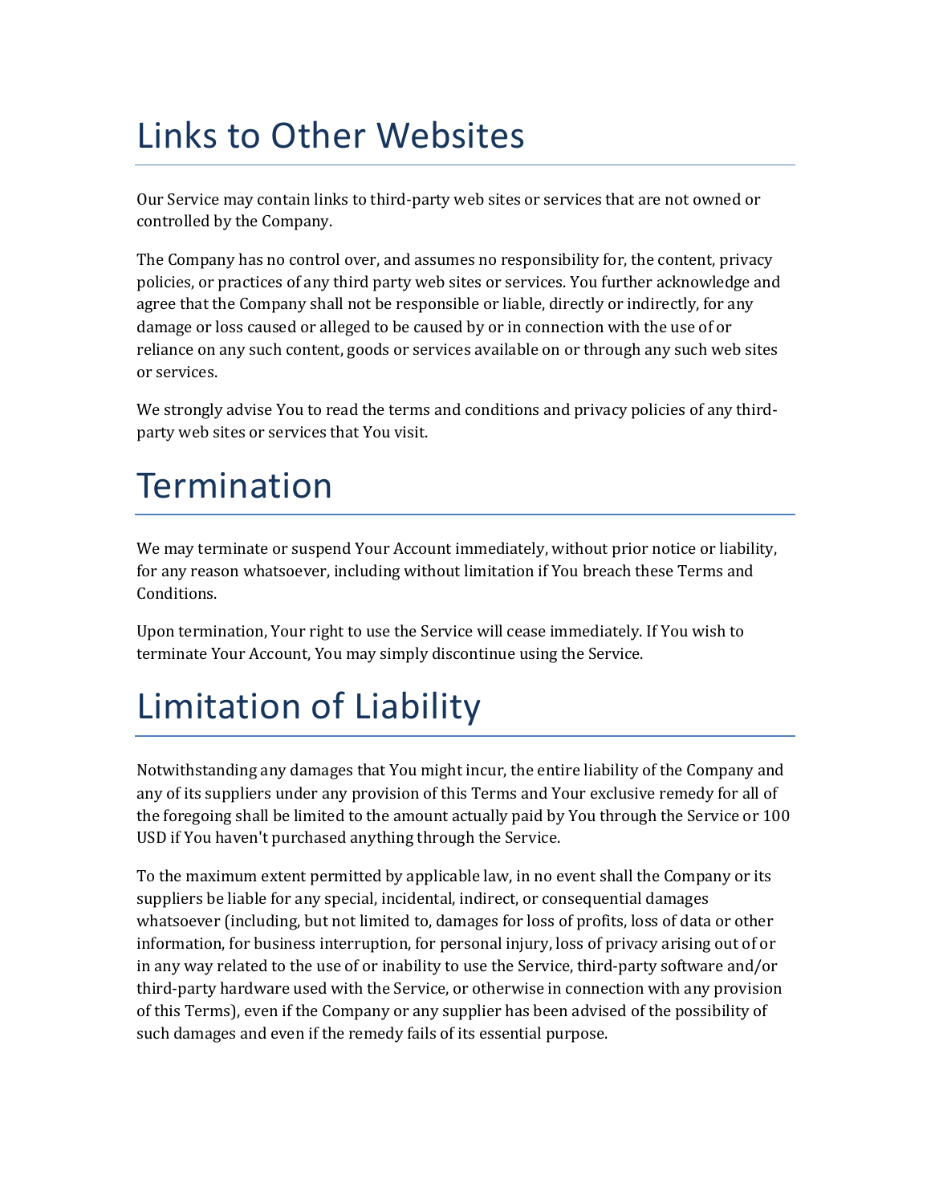# Links to Other Websites

Our Service may contain links to third-party web sites or services that are not owned or controlled by the Company.

The Company has no control over, and assumes no responsibility for, the content, privacy policies, or practices of any third party web sites or services. You further acknowledge and agree that the Company shall not be responsible or liable, directly or indirectly, for any damage or loss caused or alleged to be caused by or in connection with the use of or reliance on any such content, goods or services available on or through any such web sites or services.

We strongly advise You to read the terms and conditions and privacy policies of any third-party web sites or services that You visit.

# Termination

We may terminate or suspend Your Account immediately, without prior notice or liability, for any reason whatsoever, including without limitation if You breach these Terms and Conditions.

Upon termination, Your right to use the Service will cease immediately. If You wish to terminate Your Account, You may simply discontinue using the Service.

# Limitation of Liability

Notwithstanding any damages that You might incur, the entire liability of the Company and any of its suppliers under any provision of this Terms and Your exclusive remedy for all of the foregoing shall be limited to the amount actually paid by You through the Service or 100 USD if You haven't purchased anything through the Service.

To the maximum extent permitted by applicable law, in no event shall the Company or its suppliers be liable for any special, incidental, indirect, or consequential damages whatsoever (including, but not limited to, damages for loss of profits, loss of data or other information, for business interruption, for personal injury, loss of privacy arising out of or in any way related to the use of or inability to use the Service, third-party software and/or third-party hardware used with the Service, or otherwise in connection with any provision of this Terms), even if the Company or any supplier has been advised of the possibility of such damages and even if the remedy fails of its essential purpose.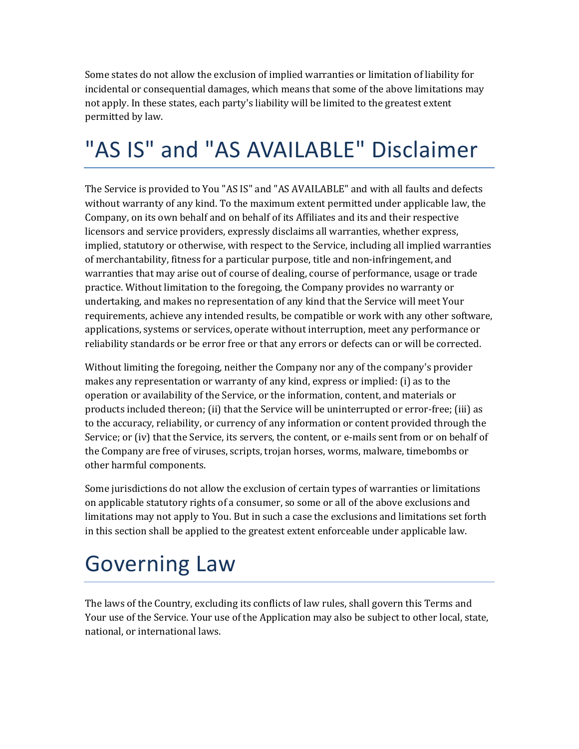Some states do not allow the exclusion of implied warranties or limitation of liability for incidental or consequential damages, which means that some of the above limitations may not apply. In these states, each party's liability will be limited to the greatest extent permitted by law.

# "AS IS" and "AS AVAILABLE" Disclaimer

The Service is provided to You "AS IS" and "AS AVAILABLE" and with all faults and defects without warranty of any kind. To the maximum extent permitted under applicable law, the Company, on its own behalf and on behalf of its Affiliates and its and their respective licensors and service providers, expressly disclaims all warranties, whether express, implied, statutory or otherwise, with respect to the Service, including all implied warranties of merchantability, fitness for a particular purpose, title and non-infringement, and warranties that may arise out of course of dealing, course of performance, usage or trade practice. Without limitation to the foregoing, the Company provides no warranty or undertaking, and makes no representation of any kind that the Service will meet Your requirements, achieve any intended results, be compatible or work with any other software, applications, systems or services, operate without interruption, meet any performance or reliability standards or be error free or that any errors or defects can or will be corrected.

Without limiting the foregoing, neither the Company nor any of the company's provider makes any representation or warranty of any kind, express or implied: (i) as to the operation or availability of the Service, or the information, content, and materials or products included thereon; (ii) that the Service will be uninterrupted or error-free; (iii) as to the accuracy, reliability, or currency of any information or content provided through the Service; or (iv) that the Service, its servers, the content, or e-mails sent from or on behalf of the Company are free of viruses, scripts, trojan horses, worms, malware, timebombs or other harmful components.

Some jurisdictions do not allow the exclusion of certain types of warranties or limitations on applicable statutory rights of a consumer, so some or all of the above exclusions and limitations may not apply to You. But in such a case the exclusions and limitations set forth in this section shall be applied to the greatest extent enforceable under applicable law.

# Governing Law

The laws of the Country, excluding its conflicts of law rules, shall govern this Terms and Your use of the Service. Your use of the Application may also be subject to other local, state, national, or international laws.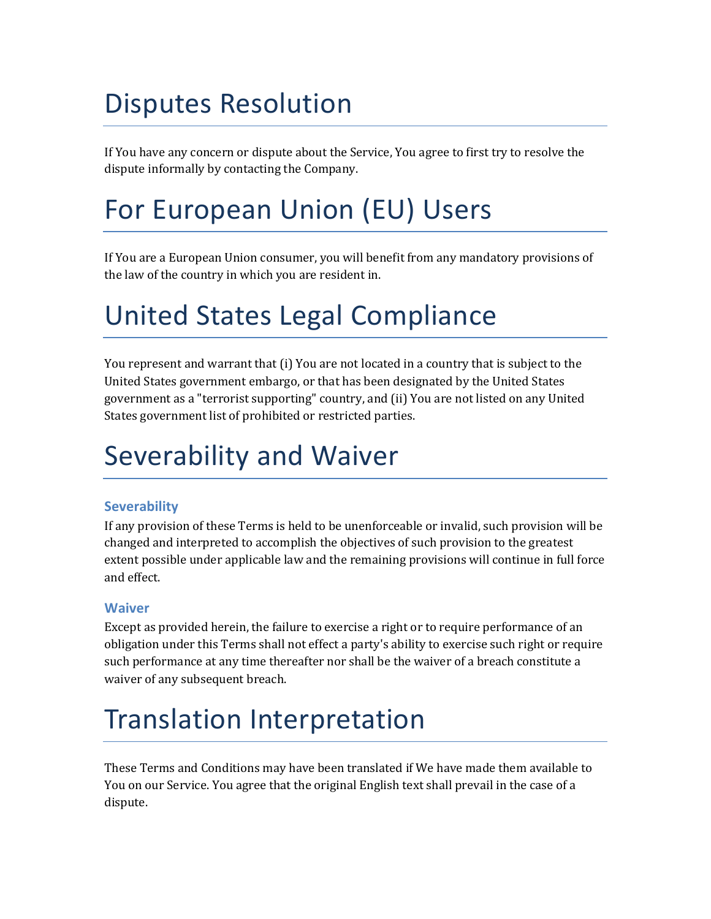# Disputes Resolution

If You have any concern or dispute about the Service, You agree to first try to resolve the dispute informally by contacting the Company.

# For European Union (EU) Users

If You are a European Union consumer, you will benefit from any mandatory provisions of the law of the country in which you are resident in.

# United States Legal Compliance

You represent and warrant that (i) You are not located in a country that is subject to the United States government embargo, or that has been designated by the United States government as a "terrorist supporting" country, and (ii) You are not listed on any United States government list of prohibited or restricted parties.

# Severability and Waiver

### Severability

If any provision of these Terms is held to be unenforceable or invalid, such provision will be changed and interpreted to accomplish the objectives of such provision to the greatest extent possible under applicable law and the remaining provisions will continue in full force and effect.

### Waiver

Except as provided herein, the failure to exercise a right or to require performance of an obligation under this Terms shall not effect a party's ability to exercise such right or require such performance at any time thereafter nor shall be the waiver of a breach constitute a waiver of any subsequent breach.

# Translation Interpretation

These Terms and Conditions may have been translated if We have made them available to You on our Service. You agree that the original English text shall prevail in the case of a dispute.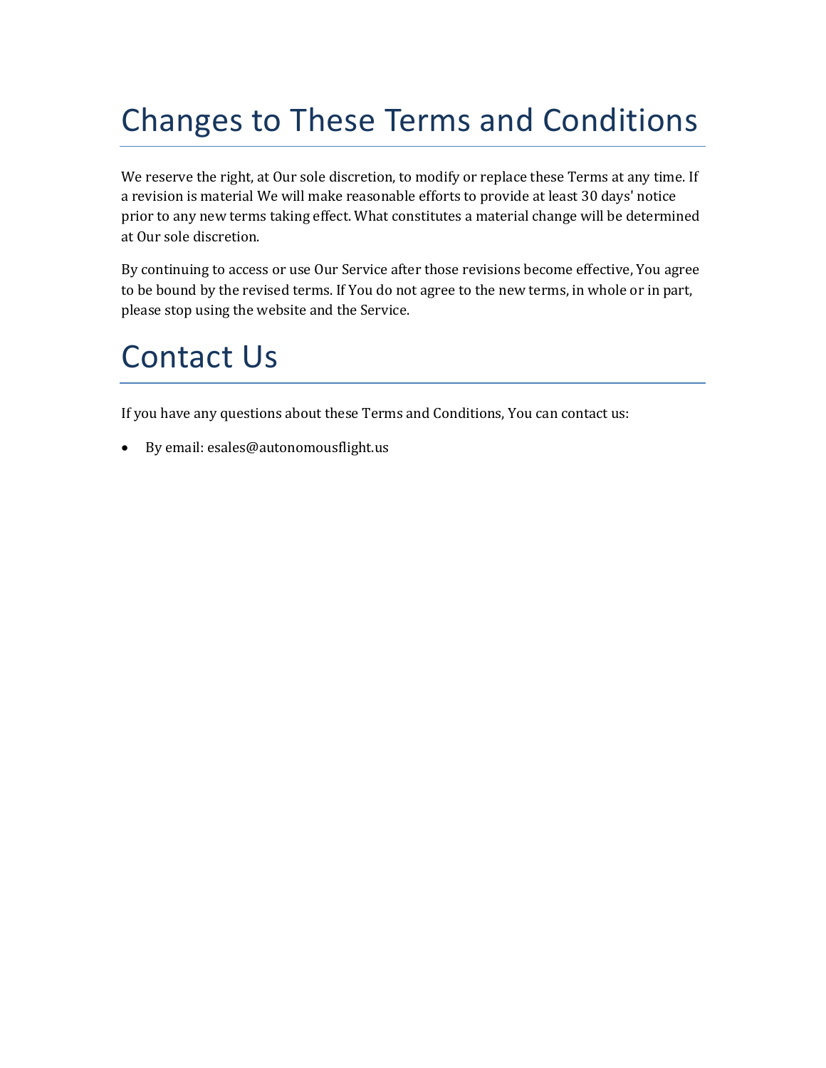# Changes to These Terms and Conditions

We reserve the right, at Our sole discretion, to modify or replace these Terms at any time. If a revision is material We will make reasonable efforts to provide at least 30 days' notice prior to any new terms taking effect. What constitutes a material change will be determined at Our sole discretion.

By continuing to access or use Our Service after those revisions become effective, You agree to be bound by the revised terms. If You do not agree to the new terms, in whole or in part, please stop using the website and the Service.

# Contact Us

If you have any questions about these Terms and Conditions, You can contact us:

- By email: esales@autonomousflight.us